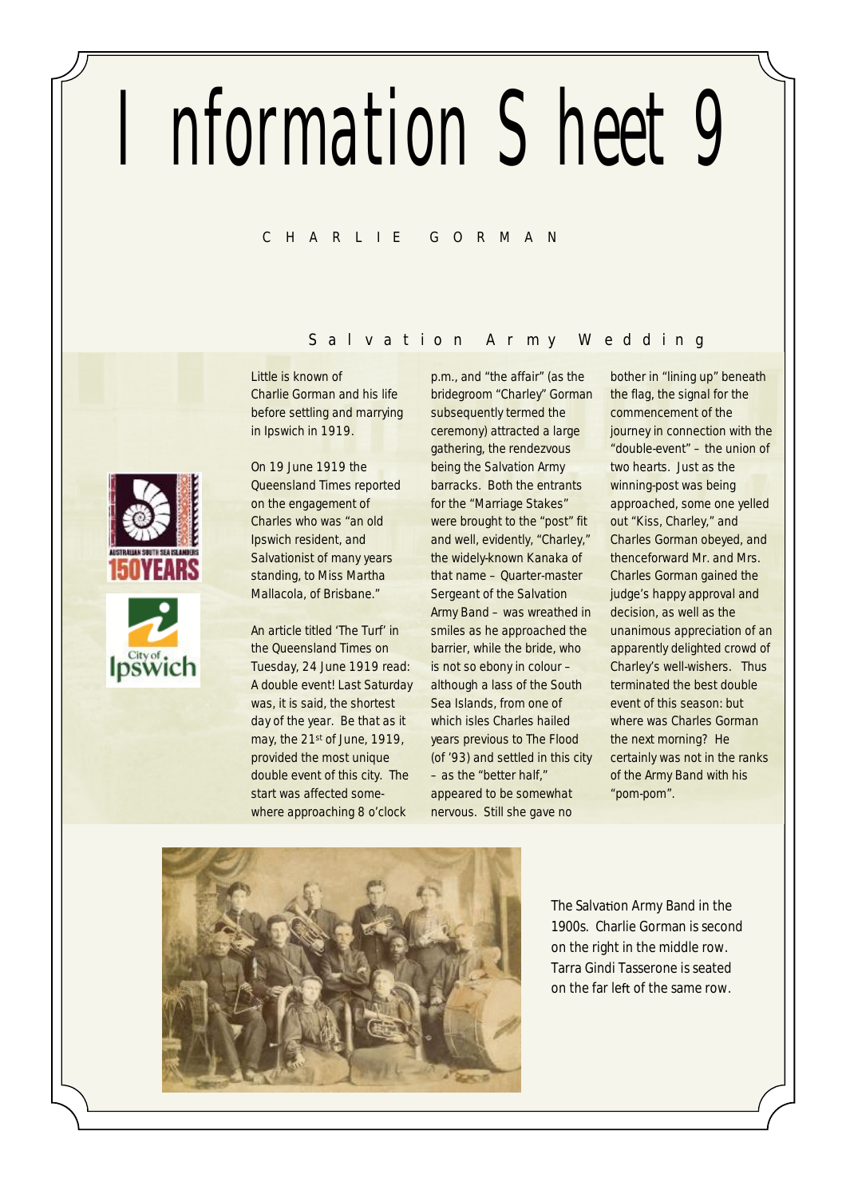# Information Sheet 9

## CHARLIE GORMAN

### Salvation Army Wedding

Little is known of Charlie Gorman and his life before settling and marrying in Ipswich in 1919.

On 19 June 1919 the Queensland Times reported on the engagement of Charles who was "an old Ipswich resident, and Salvationist of many years standing, to Miss Martha Mallacola, of Brisbane."

An article titled 'The Turf' in the Queensland Times on Tuesday, 24 June 1919 read: A double event! Last Saturday was, it is said, the shortest day of the year. Be that as it may, the 21st of June, 1919, provided the most unique double event of this city. The start was affected somewhere approaching 8 o'clock p.m., and "the affair" (as the bridegroom "Charley" Gorman subsequently termed the ceremony) attracted a large gathering, the rendezvous being the Salvation Army barracks. Both the entrants for the "Marriage Stakes" were brought to the "post" fit and well, evidently, "Charley," the widely-known Kanaka of that name – Quarter-master Sergeant of the Salvation Army Band – was wreathed in smiles as he approached the barrier, while the bride, who is not so ebony in colour – although a lass of the South Sea Islands, from one of which isles Charles hailed years previous to The Flood (of '93) and settled in this city – as the "better half," appeared to be somewhat nervous. Still she gave no bother in "lining up" beneath the flag, the signal for the commencement of the journey in connection with the "double-event" – the union of two hearts. Just as the winning-post was being approached, some one yelled out "Kiss, Charley," and Charles Gorman obeyed, and thenceforward Mr. and Mrs. Charles Gorman gained the judge's happy approval and decision, as well as the unanimous appreciation of an apparently delighted crowd of Charley's well-wishers. Thus terminated the best double event of this season: but where was Charles Gorman the next morning? He certainly was not in the ranks of the Army Band with his "pom-pom".

The Salvation Army Band in the 1900s. Charlie Gorman is second on the right in the middle row. Tarra Gindi Tasserone is seated on the far left of the same row.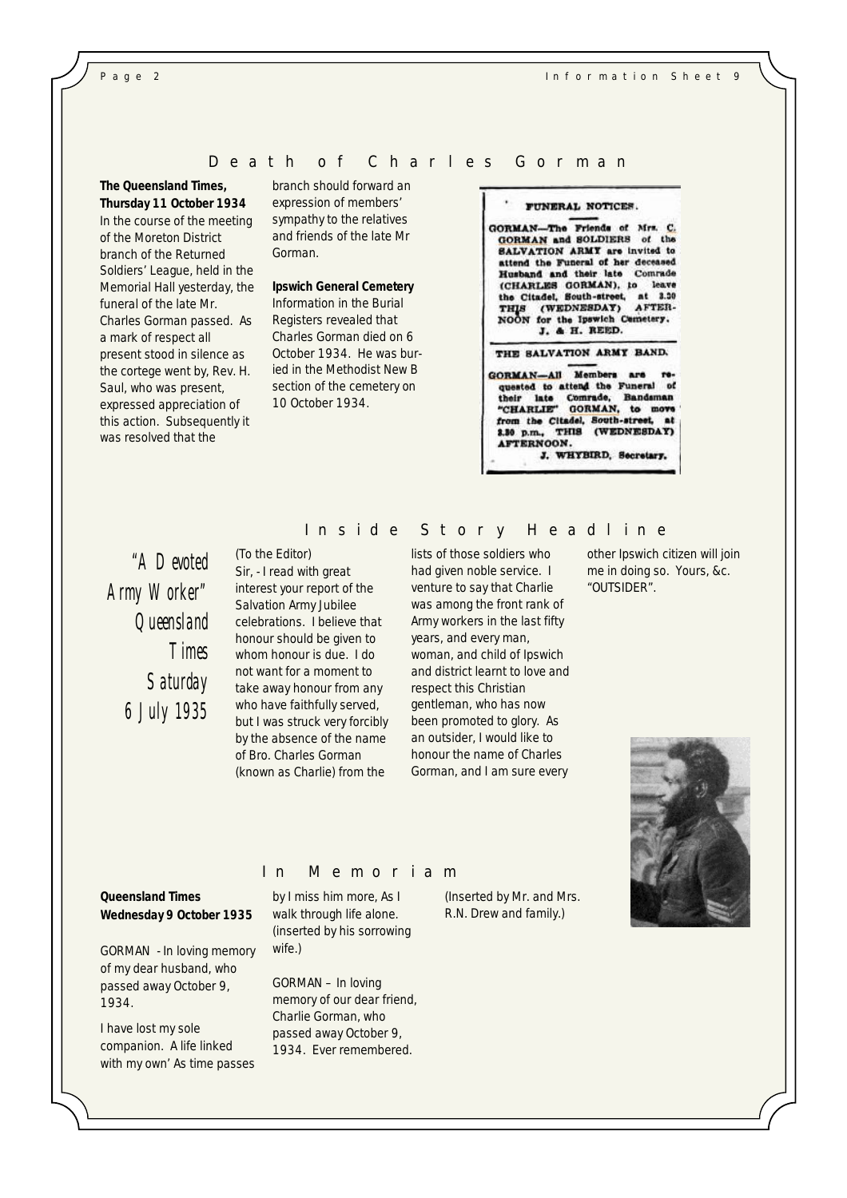## Death of Charles Gorman

**The Queensland Times, Thursday 11 October 1934**

In the course of the meeting of the Moreton District branch of the Returned Soldiers' League, held in the Memorial Hall yesterday, the funeral of the late Mr. Charles Gorman passed. As a mark of respect all present stood in silence as the cortege went by, Rev. H. Saul, who was present, expressed appreciation of this action. Subsequently it was resolved that the branch should forward an expression of members' sympathy to the relatives and friends of the late Mr Gorman.

**Ipswich General Cemetery**

Information in the Burial Registers revealed that Charles Gorman died on 6 October 1934. He was buried in the Methodist New B section of the cemetery on 10 October 1934.

FUNERAL NOTICES.

GORMAN—The Friends of Mrs. C. GORMAN and SOLDIERS of the SALVATION ARMY are invited to attend the Funeral of her deceased Husband and their late Comrade (CHARLES GORMAN), to leave the Citadel, South-street, at 3.30 THIS (WEDNESDAY) AFTERNOON for the Ipswich Cemetery.
J. & H. REED.

THE SALVATION ARMY BAND.

GORMAN—All Members are requested to attend the Funeral of their late Comrade, Bandsman "CHARLIE" GORMAN, to move from the Citadel, South-street, at 3.30 p.m., THIS (WEDNESDAY) AFTERNOON.
J. WHYBIRD, Secretary.

## Inside Story Headline

*"A Devoted Army Worker" Queensland Times Saturday 6 July 1935*

(To the Editor)

Sir, - I read with great interest your report of the Salvation Army Jubilee celebrations. I believe that honour should be given to whom honour is due. I do not want for a moment to take away honour from any who have faithfully served, but I was struck very forcibly by the absence of the name of Bro. Charles Gorman (known as Charlie) from the lists of those soldiers who had given noble service. I venture to say that Charlie was among the front rank of Army workers in the last fifty years, and every man, woman, and child of Ipswich and district learnt to love and respect this Christian gentleman, who has now been promoted to glory. As an outsider, I would like to honour the name of Charles Gorman, and I am sure every other Ipswich citizen will join me in doing so. Yours, &c.
"OUTSIDER".

## In Memoriam

**Queensland Times Wednesday 9 October 1935**

GORMAN - In loving memory of my dear husband, who passed away October 9, 1934.

I have lost my sole companion. A life linked with my own' As time passes by I miss him more, As I walk through life alone. (inserted by his sorrowing wife.)

GORMAN – In loving memory of our dear friend, Charlie Gorman, who passed away October 9, 1934. Ever remembered.

(Inserted by Mr. and Mrs. R.N. Drew and family.)